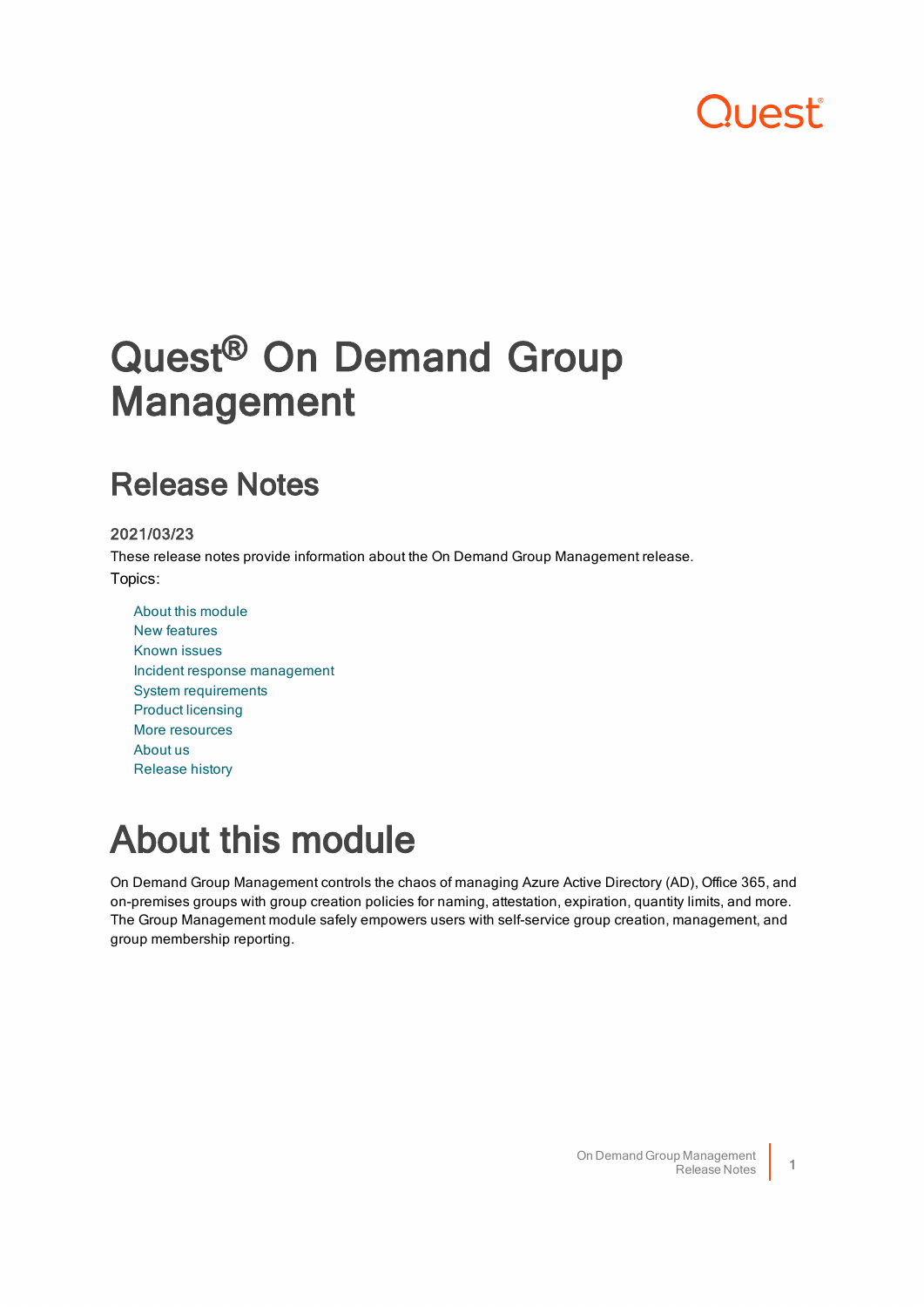Quest

# Quest® On Demand Group Management

## Release Notes

**2021/03/23**

These release notes provide information about the On Demand Group Management release.

Topics:

- About this module
- New features
- Known issues
- Incident response management
- System requirements
- Product licensing
- More resources
- About us
- Release history

# About this module

On Demand Group Management controls the chaos of managing Azure Active Directory (AD), Office 365, and on-premises groups with group creation policies for naming, attestation, expiration, quantity limits, and more. The Group Management module safely empowers users with self-service group creation, management, and group membership reporting.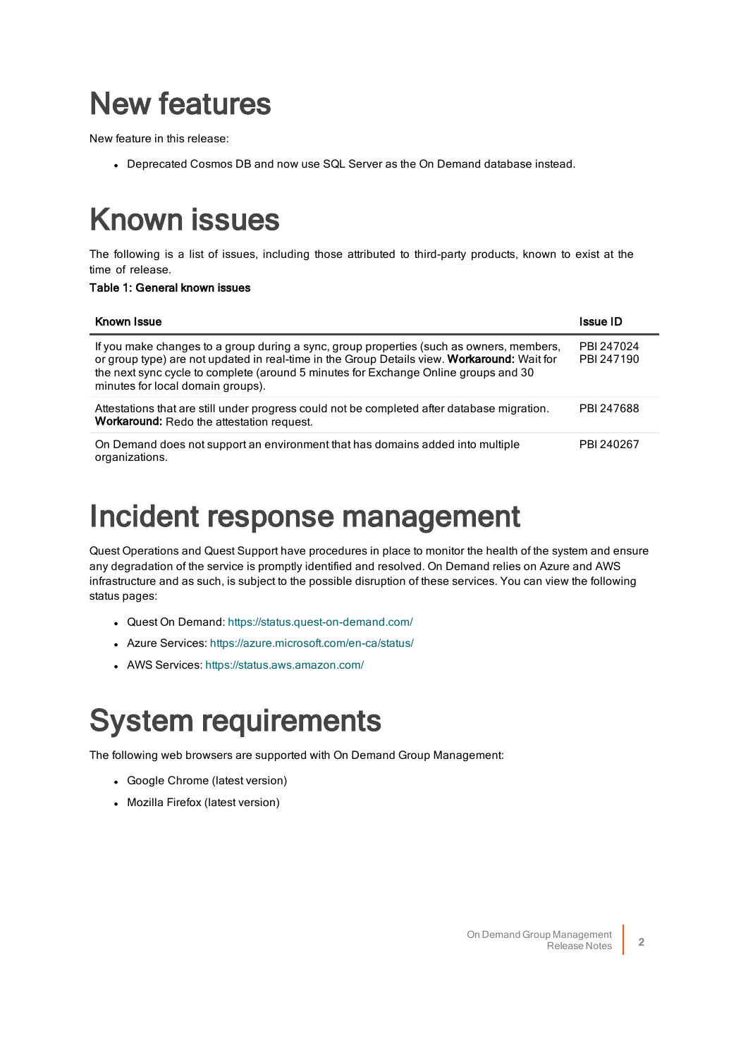# New features

New feature in this release:

- Deprecated Cosmos DB and now use SQL Server as the On Demand database instead.

# Known issues

The following is a list of issues, including those attributed to third-party products, known to exist at the time of release.

**Table 1: General known issues**

| Known Issue | Issue ID |
|---|---|
| If you make changes to a group during a sync, group properties (such as owners, members, or group type) are not updated in real-time in the Group Details view. **Workaround:** Wait for the next sync cycle to complete (around 5 minutes for Exchange Online groups and 30 minutes for local domain groups). | PBI 247024<br>PBI 247190 |
| Attestations that are still under progress could not be completed after database migration. **Workaround:** Redo the attestation request. | PBI 247688 |
| On Demand does not support an environment that has domains added into multiple organizations. | PBI 240267 |

# Incident response management

Quest Operations and Quest Support have procedures in place to monitor the health of the system and ensure any degradation of the service is promptly identified and resolved. On Demand relies on Azure and AWS infrastructure and as such, is subject to the possible disruption of these services. You can view the following status pages:

- Quest On Demand: https://status.quest-on-demand.com/
- Azure Services: https://azure.microsoft.com/en-ca/status/
- AWS Services: https://status.aws.amazon.com/

# System requirements

The following web browsers are supported with On Demand Group Management:

- Google Chrome (latest version)
- Mozilla Firefox (latest version)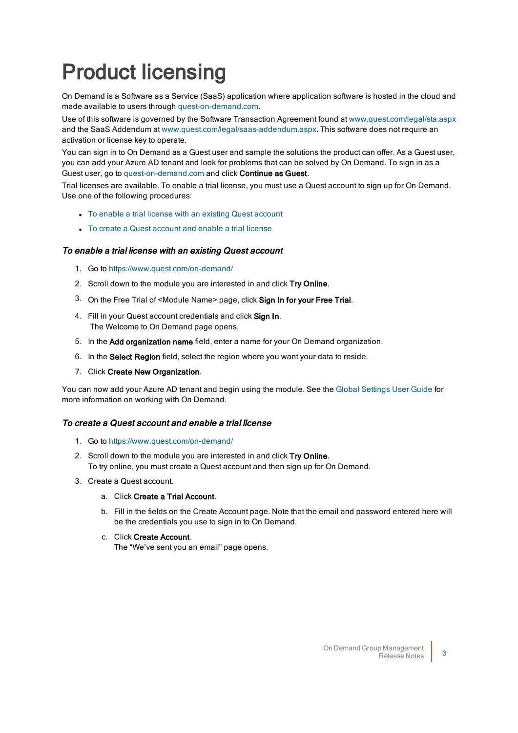# Product licensing

On Demand is a Software as a Service (SaaS) application where application software is hosted in the cloud and made available to users through quest-on-demand.com.

Use of this software is governed by the Software Transaction Agreement found at www.quest.com/legal/sta.aspx and the SaaS Addendum at www.quest.com/legal/saas-addendum.aspx. This software does not require an activation or license key to operate.

You can sign in to On Demand as a Guest user and sample the solutions the product can offer. As a Guest user, you can add your Azure AD tenant and look for problems that can be solved by On Demand. To sign in as a Guest user, go to quest-on-demand.com and click **Continue as Guest**.

Trial licenses are available. To enable a trial license, you must use a Quest account to sign up for On Demand. Use one of the following procedures:

- To enable a trial license with an existing Quest account
- To create a Quest account and enable a trial license

### *To enable a trial license with an existing Quest account*

1. Go to https://www.quest.com/on-demand/
2. Scroll down to the module you are interested in and click **Try Online**.
3. On the Free Trial of <Module Name> page, click **Sign In for your Free Trial**.
4. Fill in your Quest account credentials and click **Sign In**.
   The Welcome to On Demand page opens.
5. In the **Add organization name** field, enter a name for your On Demand organization.
6. In the **Select Region** field, select the region where you want your data to reside.
7. Click **Create New Organization**.

You can now add your Azure AD tenant and begin using the module. See the Global Settings User Guide for more information on working with On Demand.

### *To create a Quest account and enable a trial license*

1. Go to https://www.quest.com/on-demand/
2. Scroll down to the module you are interested in and click **Try Online**.
   To try online, you must create a Quest account and then sign up for On Demand.
3. Create a Quest account.
   a. Click **Create a Trial Account**.
   b. Fill in the fields on the Create Account page. Note that the email and password entered here will be the credentials you use to sign in to On Demand.
   c. Click **Create Account**.
      The "We've sent you an email" page opens.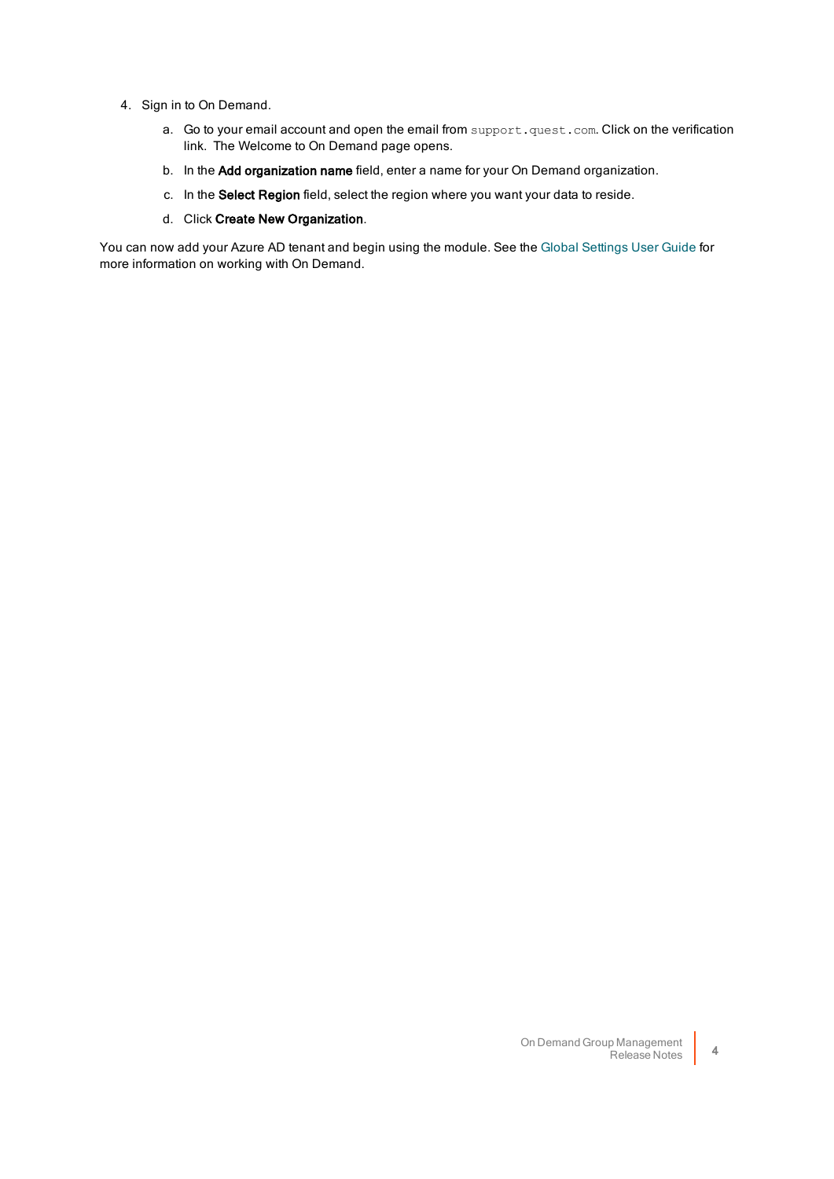4. Sign in to On Demand.

   a. Go to your email account and open the email from `support.quest.com`. Click on the verification link. The Welcome to On Demand page opens.

   b. In the **Add organization name** field, enter a name for your On Demand organization.

   c. In the **Select Region** field, select the region where you want your data to reside.

   d. Click **Create New Organization**.

You can now add your Azure AD tenant and begin using the module. See the Global Settings User Guide for more information on working with On Demand.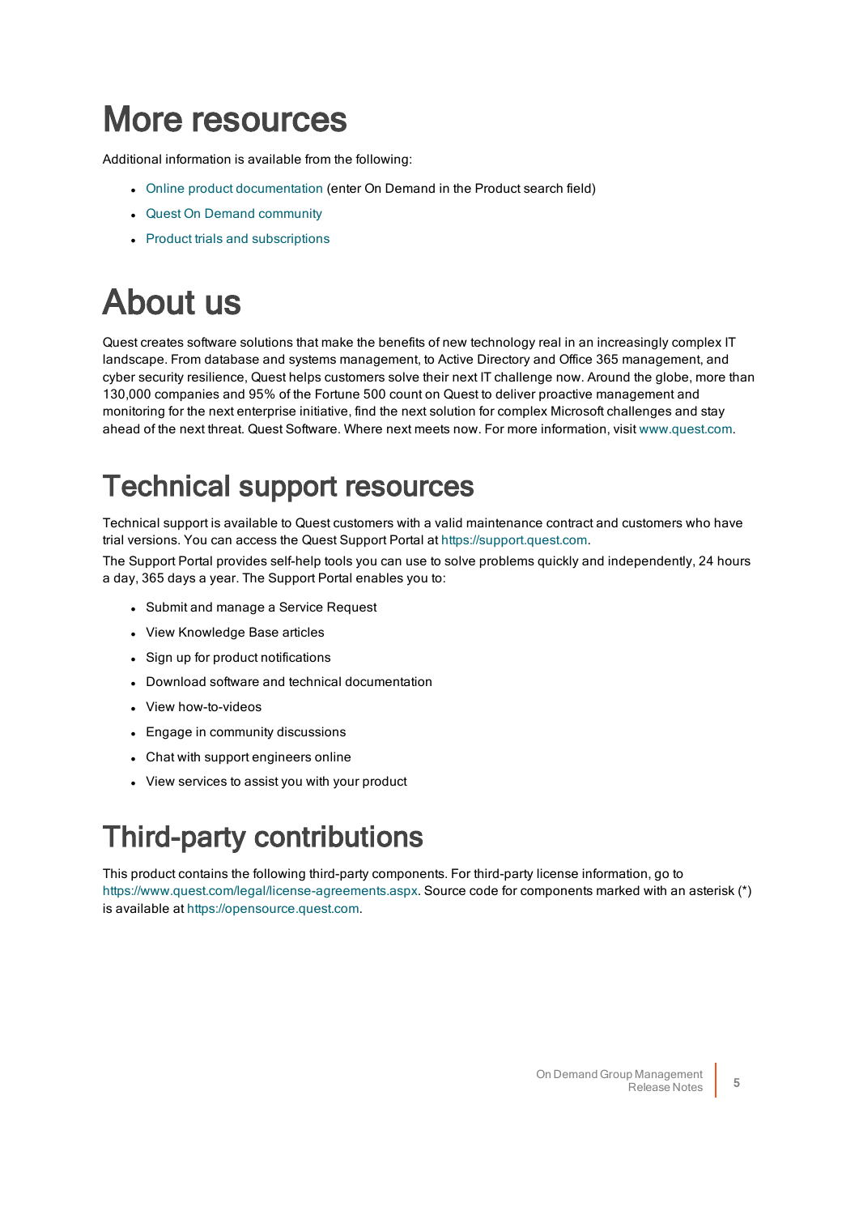# More resources

Additional information is available from the following:

- Online product documentation (enter On Demand in the Product search field)
- Quest On Demand community
- Product trials and subscriptions

# About us

Quest creates software solutions that make the benefits of new technology real in an increasingly complex IT landscape. From database and systems management, to Active Directory and Office 365 management, and cyber security resilience, Quest helps customers solve their next IT challenge now. Around the globe, more than 130,000 companies and 95% of the Fortune 500 count on Quest to deliver proactive management and monitoring for the next enterprise initiative, find the next solution for complex Microsoft challenges and stay ahead of the next threat. Quest Software. Where next meets now. For more information, visit www.quest.com.

## Technical support resources

Technical support is available to Quest customers with a valid maintenance contract and customers who have trial versions. You can access the Quest Support Portal at https://support.quest.com.

The Support Portal provides self-help tools you can use to solve problems quickly and independently, 24 hours a day, 365 days a year. The Support Portal enables you to:

- Submit and manage a Service Request
- View Knowledge Base articles
- Sign up for product notifications
- Download software and technical documentation
- View how-to-videos
- Engage in community discussions
- Chat with support engineers online
- View services to assist you with your product

# Third-party contributions

This product contains the following third-party components. For third-party license information, go to https://www.quest.com/legal/license-agreements.aspx. Source code for components marked with an asterisk (*) is available at https://opensource.quest.com.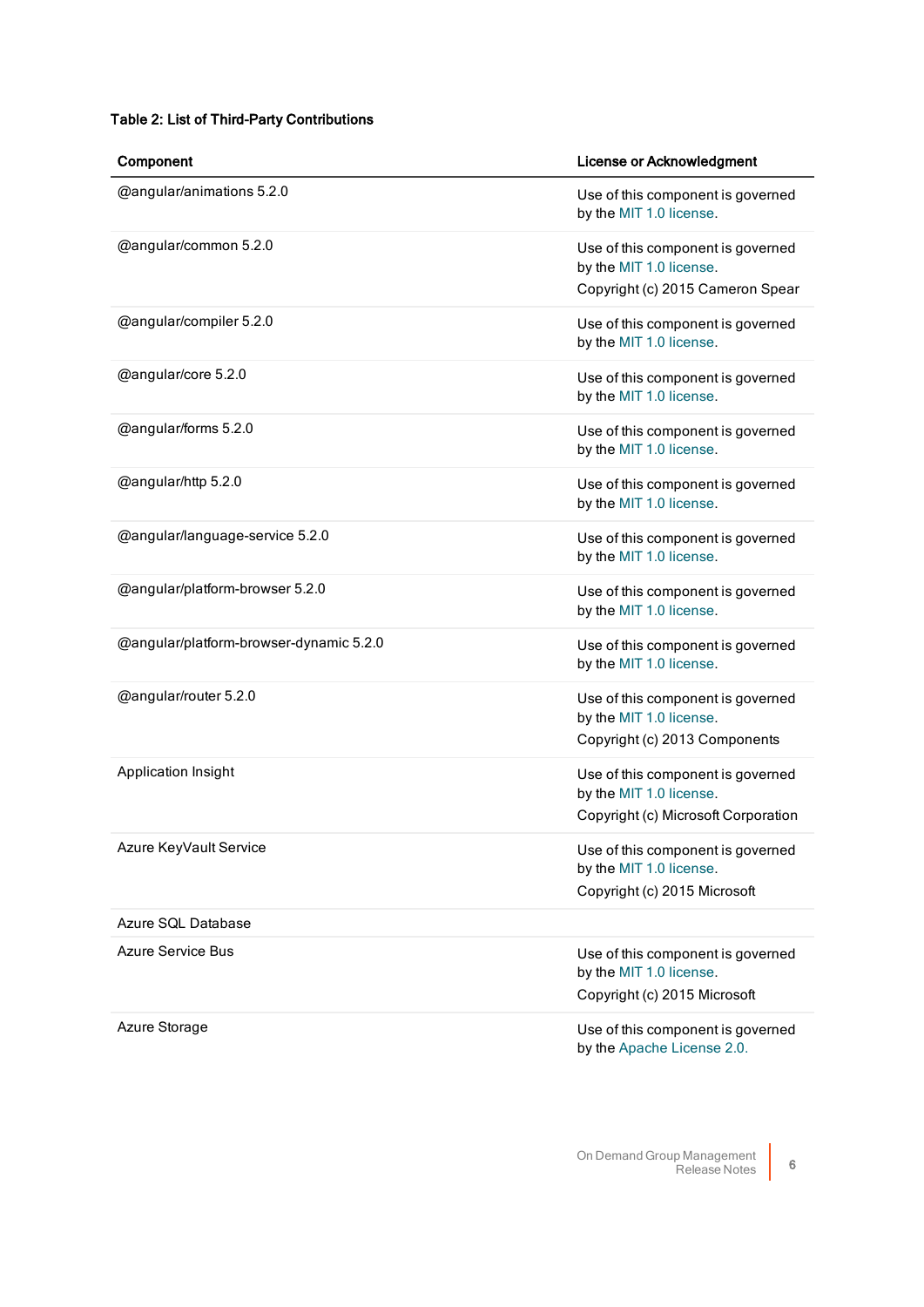**Table 2: List of Third-Party Contributions**

| Component | License or Acknowledgment |
|---|---|
| @angular/animations 5.2.0 | Use of this component is governed by the MIT 1.0 license. |
| @angular/common 5.2.0 | Use of this component is governed by the MIT 1.0 license.<br>Copyright (c) 2015 Cameron Spear |
| @angular/compiler 5.2.0 | Use of this component is governed by the MIT 1.0 license. |
| @angular/core 5.2.0 | Use of this component is governed by the MIT 1.0 license. |
| @angular/forms 5.2.0 | Use of this component is governed by the MIT 1.0 license. |
| @angular/http 5.2.0 | Use of this component is governed by the MIT 1.0 license. |
| @angular/language-service 5.2.0 | Use of this component is governed by the MIT 1.0 license. |
| @angular/platform-browser 5.2.0 | Use of this component is governed by the MIT 1.0 license. |
| @angular/platform-browser-dynamic 5.2.0 | Use of this component is governed by the MIT 1.0 license. |
| @angular/router 5.2.0 | Use of this component is governed by the MIT 1.0 license.<br>Copyright (c) 2013 Components |
| Application Insight | Use of this component is governed by the MIT 1.0 license.<br>Copyright (c) Microsoft Corporation |
| Azure KeyVault Service | Use of this component is governed by the MIT 1.0 license.<br>Copyright (c) 2015 Microsoft |
| Azure SQL Database | |
| Azure Service Bus | Use of this component is governed by the MIT 1.0 license.<br>Copyright (c) 2015 Microsoft |
| Azure Storage | Use of this component is governed by the Apache License 2.0. |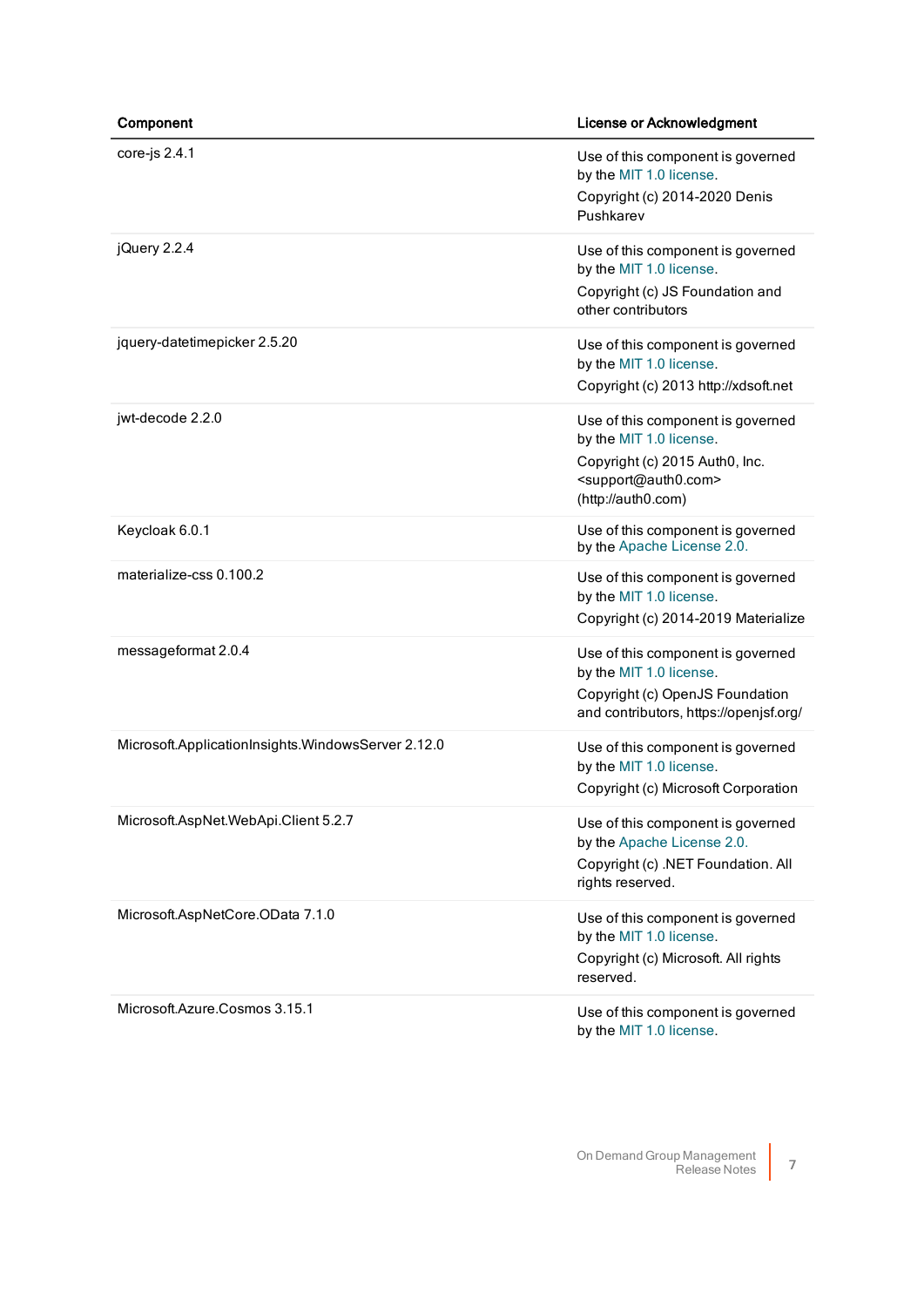| Component | License or Acknowledgment |
| --- | --- |
| core-js 2.4.1 | Use of this component is governed by the MIT 1.0 license.<br>Copyright (c) 2014-2020 Denis Pushkarev |
| jQuery 2.2.4 | Use of this component is governed by the MIT 1.0 license.<br>Copyright (c) JS Foundation and other contributors |
| jquery-datetimepicker 2.5.20 | Use of this component is governed by the MIT 1.0 license.<br>Copyright (c) 2013 http://xdsoft.net |
| jwt-decode 2.2.0 | Use of this component is governed by the MIT 1.0 license.<br>Copyright (c) 2015 Auth0, Inc. <support@auth0.com> (http://auth0.com) |
| Keycloak 6.0.1 | Use of this component is governed by the Apache License 2.0. |
| materialize-css 0.100.2 | Use of this component is governed by the MIT 1.0 license.<br>Copyright (c) 2014-2019 Materialize |
| messageformat 2.0.4 | Use of this component is governed by the MIT 1.0 license.<br>Copyright (c) OpenJS Foundation and contributors, https://openjsf.org/ |
| Microsoft.ApplicationInsights.WindowsServer 2.12.0 | Use of this component is governed by the MIT 1.0 license.<br>Copyright (c) Microsoft Corporation |
| Microsoft.AspNet.WebApi.Client 5.2.7 | Use of this component is governed by the Apache License 2.0.<br>Copyright (c) .NET Foundation. All rights reserved. |
| Microsoft.AspNetCore.OData 7.1.0 | Use of this component is governed by the MIT 1.0 license.<br>Copyright (c) Microsoft. All rights reserved. |
| Microsoft.Azure.Cosmos 3.15.1 | Use of this component is governed by the MIT 1.0 license. |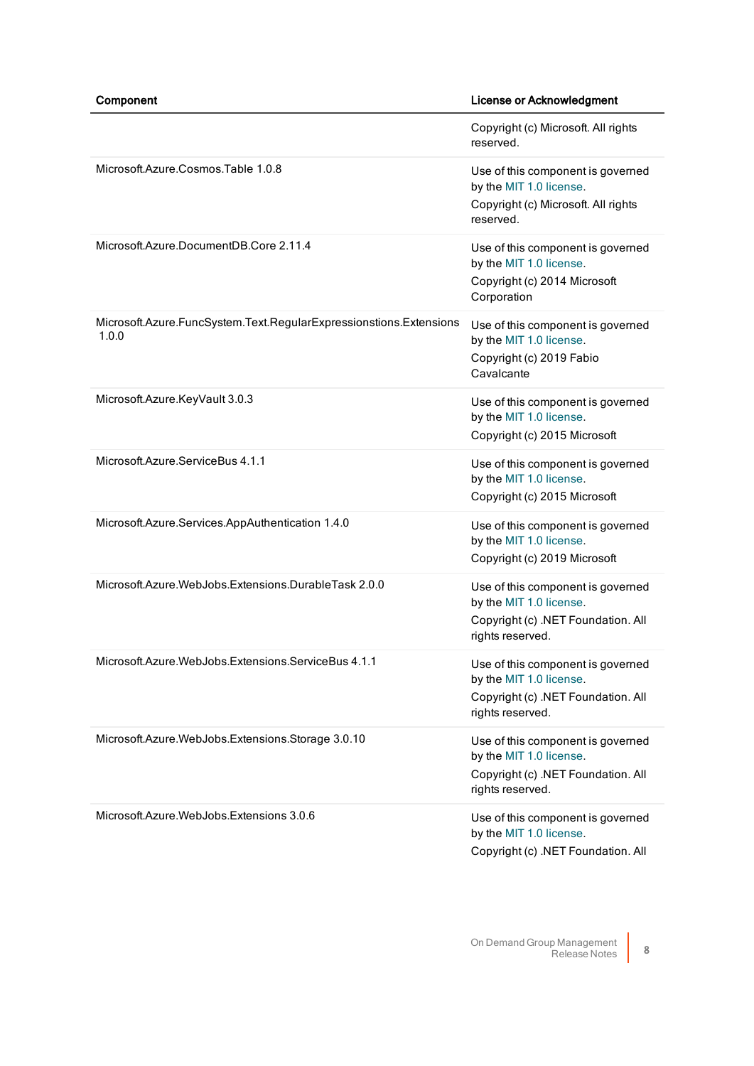| Component | License or Acknowledgment |
| --- | --- |
| | Copyright (c) Microsoft. All rights reserved. |
| Microsoft.Azure.Cosmos.Table 1.0.8 | Use of this component is governed by the MIT 1.0 license.<br>Copyright (c) Microsoft. All rights reserved. |
| Microsoft.Azure.DocumentDB.Core 2.11.4 | Use of this component is governed by the MIT 1.0 license.<br>Copyright (c) 2014 Microsoft Corporation |
| Microsoft.Azure.FuncSystem.Text.RegularExpressionstions.Extensions 1.0.0 | Use of this component is governed by the MIT 1.0 license.<br>Copyright (c) 2019 Fabio Cavalcante |
| Microsoft.Azure.KeyVault 3.0.3 | Use of this component is governed by the MIT 1.0 license.<br>Copyright (c) 2015 Microsoft |
| Microsoft.Azure.ServiceBus 4.1.1 | Use of this component is governed by the MIT 1.0 license.<br>Copyright (c) 2015 Microsoft |
| Microsoft.Azure.Services.AppAuthentication 1.4.0 | Use of this component is governed by the MIT 1.0 license.<br>Copyright (c) 2019 Microsoft |
| Microsoft.Azure.WebJobs.Extensions.DurableTask 2.0.0 | Use of this component is governed by the MIT 1.0 license.<br>Copyright (c) .NET Foundation. All rights reserved. |
| Microsoft.Azure.WebJobs.Extensions.ServiceBus 4.1.1 | Use of this component is governed by the MIT 1.0 license.<br>Copyright (c) .NET Foundation. All rights reserved. |
| Microsoft.Azure.WebJobs.Extensions.Storage 3.0.10 | Use of this component is governed by the MIT 1.0 license.<br>Copyright (c) .NET Foundation. All rights reserved. |
| Microsoft.Azure.WebJobs.Extensions 3.0.6 | Use of this component is governed by the MIT 1.0 license.<br>Copyright (c) .NET Foundation. All |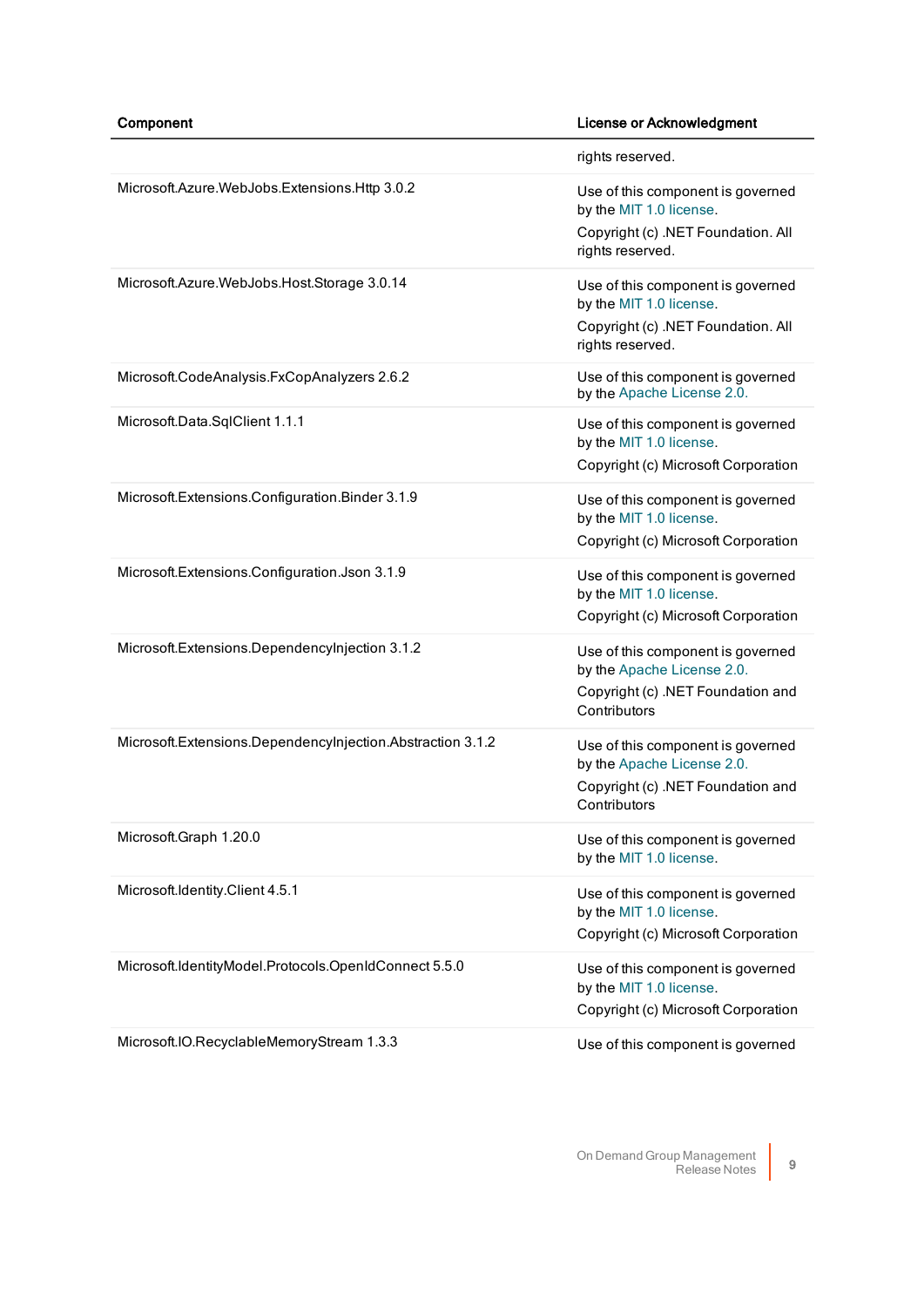| Component | License or Acknowledgment |
|---|---|
| | rights reserved. |
| Microsoft.Azure.WebJobs.Extensions.Http 3.0.2 | Use of this component is governed by the MIT 1.0 license. Copyright (c) .NET Foundation. All rights reserved. |
| Microsoft.Azure.WebJobs.Host.Storage 3.0.14 | Use of this component is governed by the MIT 1.0 license. Copyright (c) .NET Foundation. All rights reserved. |
| Microsoft.CodeAnalysis.FxCopAnalyzers 2.6.2 | Use of this component is governed by the Apache License 2.0. |
| Microsoft.Data.SqlClient 1.1.1 | Use of this component is governed by the MIT 1.0 license. Copyright (c) Microsoft Corporation |
| Microsoft.Extensions.Configuration.Binder 3.1.9 | Use of this component is governed by the MIT 1.0 license. Copyright (c) Microsoft Corporation |
| Microsoft.Extensions.Configuration.Json 3.1.9 | Use of this component is governed by the MIT 1.0 license. Copyright (c) Microsoft Corporation |
| Microsoft.Extensions.DependencyInjection 3.1.2 | Use of this component is governed by the Apache License 2.0. Copyright (c) .NET Foundation and Contributors |
| Microsoft.Extensions.DependencyInjection.Abstraction 3.1.2 | Use of this component is governed by the Apache License 2.0. Copyright (c) .NET Foundation and Contributors |
| Microsoft.Graph 1.20.0 | Use of this component is governed by the MIT 1.0 license. |
| Microsoft.Identity.Client 4.5.1 | Use of this component is governed by the MIT 1.0 license. Copyright (c) Microsoft Corporation |
| Microsoft.IdentityModel.Protocols.OpenIdConnect 5.5.0 | Use of this component is governed by the MIT 1.0 license. Copyright (c) Microsoft Corporation |
| Microsoft.IO.RecyclableMemoryStream 1.3.3 | Use of this component is governed |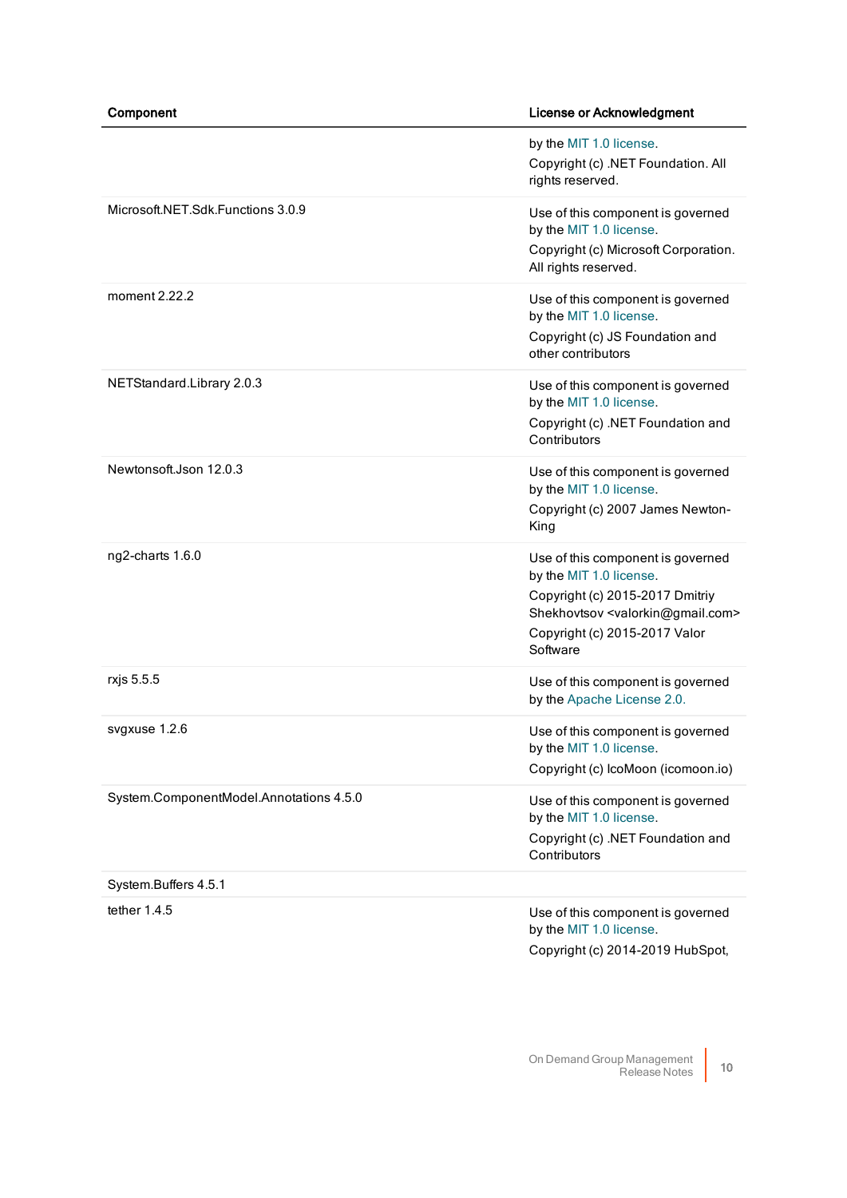| Component | License or Acknowledgment |
|---|---|
| | by the MIT 1.0 license.<br>Copyright (c) .NET Foundation. All rights reserved. |
| Microsoft.NET.Sdk.Functions 3.0.9 | Use of this component is governed by the MIT 1.0 license.<br>Copyright (c) Microsoft Corporation. All rights reserved. |
| moment 2.22.2 | Use of this component is governed by the MIT 1.0 license.<br>Copyright (c) JS Foundation and other contributors |
| NETStandard.Library 2.0.3 | Use of this component is governed by the MIT 1.0 license.<br>Copyright (c) .NET Foundation and Contributors |
| Newtonsoft.Json 12.0.3 | Use of this component is governed by the MIT 1.0 license.<br>Copyright (c) 2007 James Newton-King |
| ng2-charts 1.6.0 | Use of this component is governed by the MIT 1.0 license.<br>Copyright (c) 2015-2017 Dmitriy Shekhovtsov <valorkin@gmail.com><br>Copyright (c) 2015-2017 Valor Software |
| rxjs 5.5.5 | Use of this component is governed by the Apache License 2.0. |
| svgxuse 1.2.6 | Use of this component is governed by the MIT 1.0 license.<br>Copyright (c) IcoMoon (icomoon.io) |
| System.ComponentModel.Annotations 4.5.0 | Use of this component is governed by the MIT 1.0 license.<br>Copyright (c) .NET Foundation and Contributors |
| System.Buffers 4.5.1 | |
| tether 1.4.5 | Use of this component is governed by the MIT 1.0 license.<br>Copyright (c) 2014-2019 HubSpot, |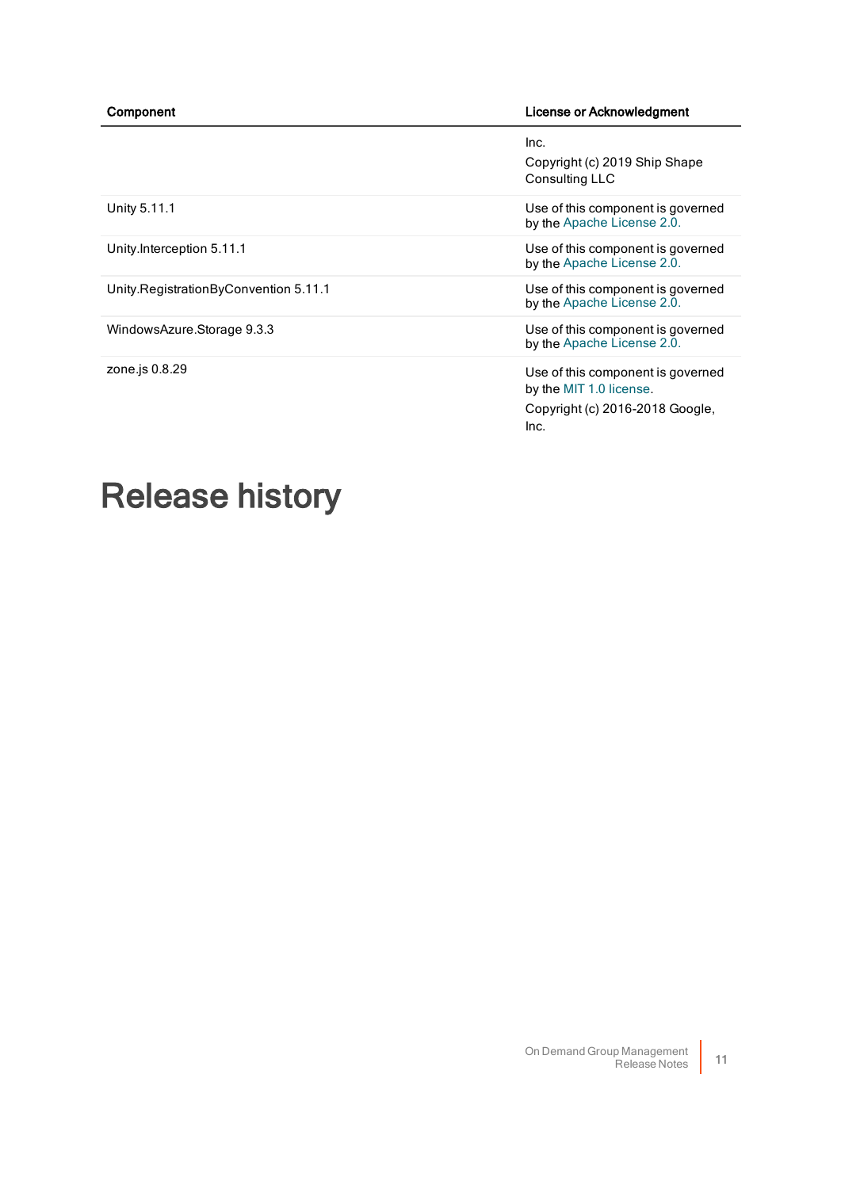| Component | License or Acknowledgment |
| --- | --- |
| | Inc.<br>Copyright (c) 2019 Ship Shape Consulting LLC |
| Unity 5.11.1 | Use of this component is governed by the Apache License 2.0. |
| Unity.Interception 5.11.1 | Use of this component is governed by the Apache License 2.0. |
| Unity.RegistrationByConvention 5.11.1 | Use of this component is governed by the Apache License 2.0. |
| WindowsAzure.Storage 9.3.3 | Use of this component is governed by the Apache License 2.0. |
| zone.js 0.8.29 | Use of this component is governed by the MIT 1.0 license.<br>Copyright (c) 2016-2018 Google, Inc. |

# Release history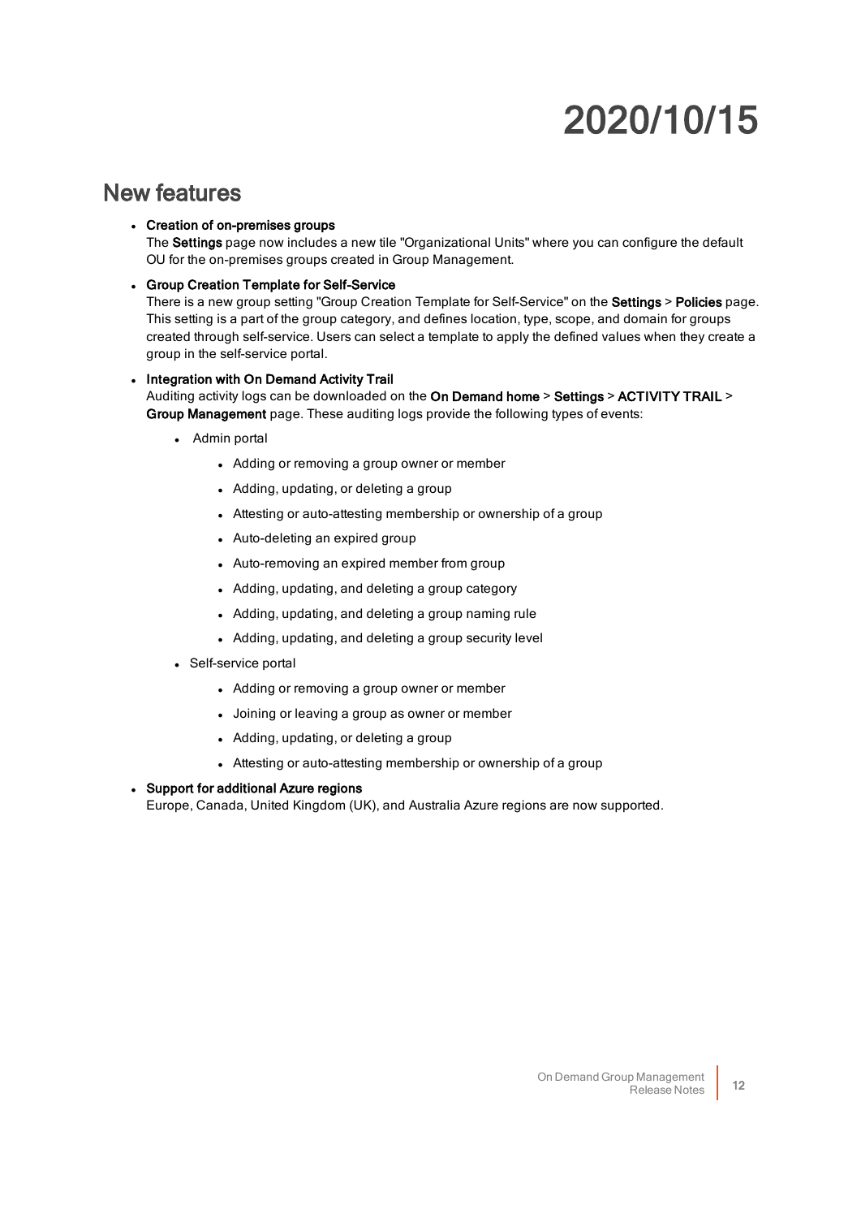# 2020/10/15

## New features

- **Creation of on-premises groups**
  The **Settings** page now includes a new tile "Organizational Units" where you can configure the default OU for the on-premises groups created in Group Management.
- **Group Creation Template for Self-Service**
  There is a new group setting "Group Creation Template for Self-Service" on the **Settings** > **Policies** page. This setting is a part of the group category, and defines location, type, scope, and domain for groups created through self-service. Users can select a template to apply the defined values when they create a group in the self-service portal.
- **Integration with On Demand Activity Trail**
  Auditing activity logs can be downloaded on the **On Demand home** > **Settings** > **ACTIVITY TRAIL** > **Group Management** page. These auditing logs provide the following types of events:
  - Admin portal
    - Adding or removing a group owner or member
    - Adding, updating, or deleting a group
    - Attesting or auto-attesting membership or ownership of a group
    - Auto-deleting an expired group
    - Auto-removing an expired member from group
    - Adding, updating, and deleting a group category
    - Adding, updating, and deleting a group naming rule
    - Adding, updating, and deleting a group security level
  - Self-service portal
    - Adding or removing a group owner or member
    - Joining or leaving a group as owner or member
    - Adding, updating, or deleting a group
    - Attesting or auto-attesting membership or ownership of a group
- **Support for additional Azure regions**
  Europe, Canada, United Kingdom (UK), and Australia Azure regions are now supported.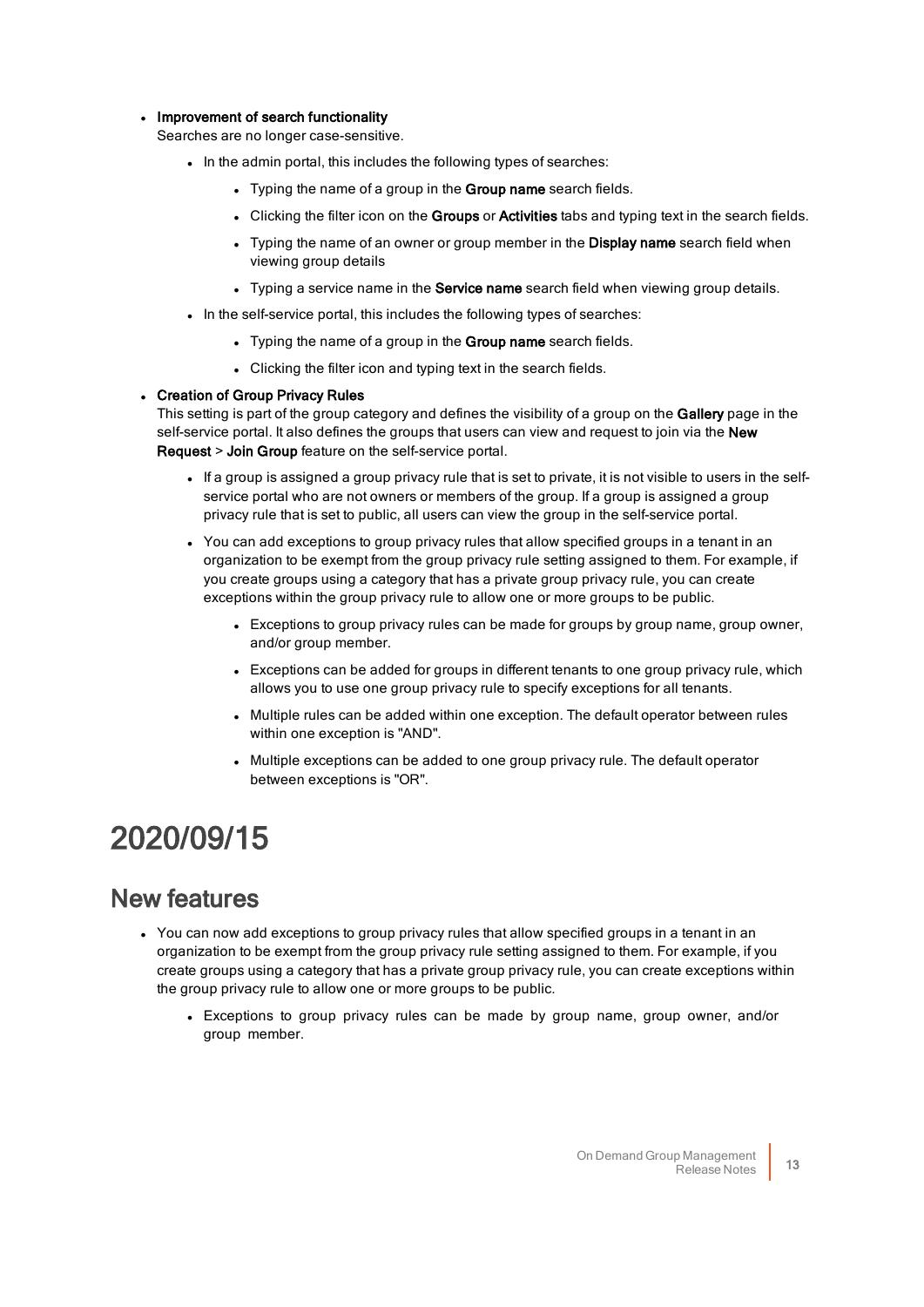- **Improvement of search functionality**
  Searches are no longer case-sensitive.
  - In the admin portal, this includes the following types of searches:
    - Typing the name of a group in the **Group name** search fields.
    - Clicking the filter icon on the **Groups** or **Activities** tabs and typing text in the search fields.
    - Typing the name of an owner or group member in the **Display name** search field when viewing group details
    - Typing a service name in the **Service name** search field when viewing group details.
  - In the self-service portal, this includes the following types of searches:
    - Typing the name of a group in the **Group name** search fields.
    - Clicking the filter icon and typing text in the search fields.
- **Creation of Group Privacy Rules**
  This setting is part of the group category and defines the visibility of a group on the **Gallery** page in the self-service portal. It also defines the groups that users can view and request to join via the **New Request** > **Join Group** feature on the self-service portal.
  - If a group is assigned a group privacy rule that is set to private, it is not visible to users in the self-service portal who are not owners or members of the group. If a group is assigned a group privacy rule that is set to public, all users can view the group in the self-service portal.
  - You can add exceptions to group privacy rules that allow specified groups in a tenant in an organization to be exempt from the group privacy rule setting assigned to them. For example, if you create groups using a category that has a private group privacy rule, you can create exceptions within the group privacy rule to allow one or more groups to be public.
    - Exceptions to group privacy rules can be made for groups by group name, group owner, and/or group member.
    - Exceptions can be added for groups in different tenants to one group privacy rule, which allows you to use one group privacy rule to specify exceptions for all tenants.
    - Multiple rules can be added within one exception. The default operator between rules within one exception is "AND".
    - Multiple exceptions can be added to one group privacy rule. The default operator between exceptions is "OR".

# 2020/09/15

## New features

- You can now add exceptions to group privacy rules that allow specified groups in a tenant in an organization to be exempt from the group privacy rule setting assigned to them. For example, if you create groups using a category that has a private group privacy rule, you can create exceptions within the group privacy rule to allow one or more groups to be public.
  - Exceptions to group privacy rules can be made by group name, group owner, and/or group member.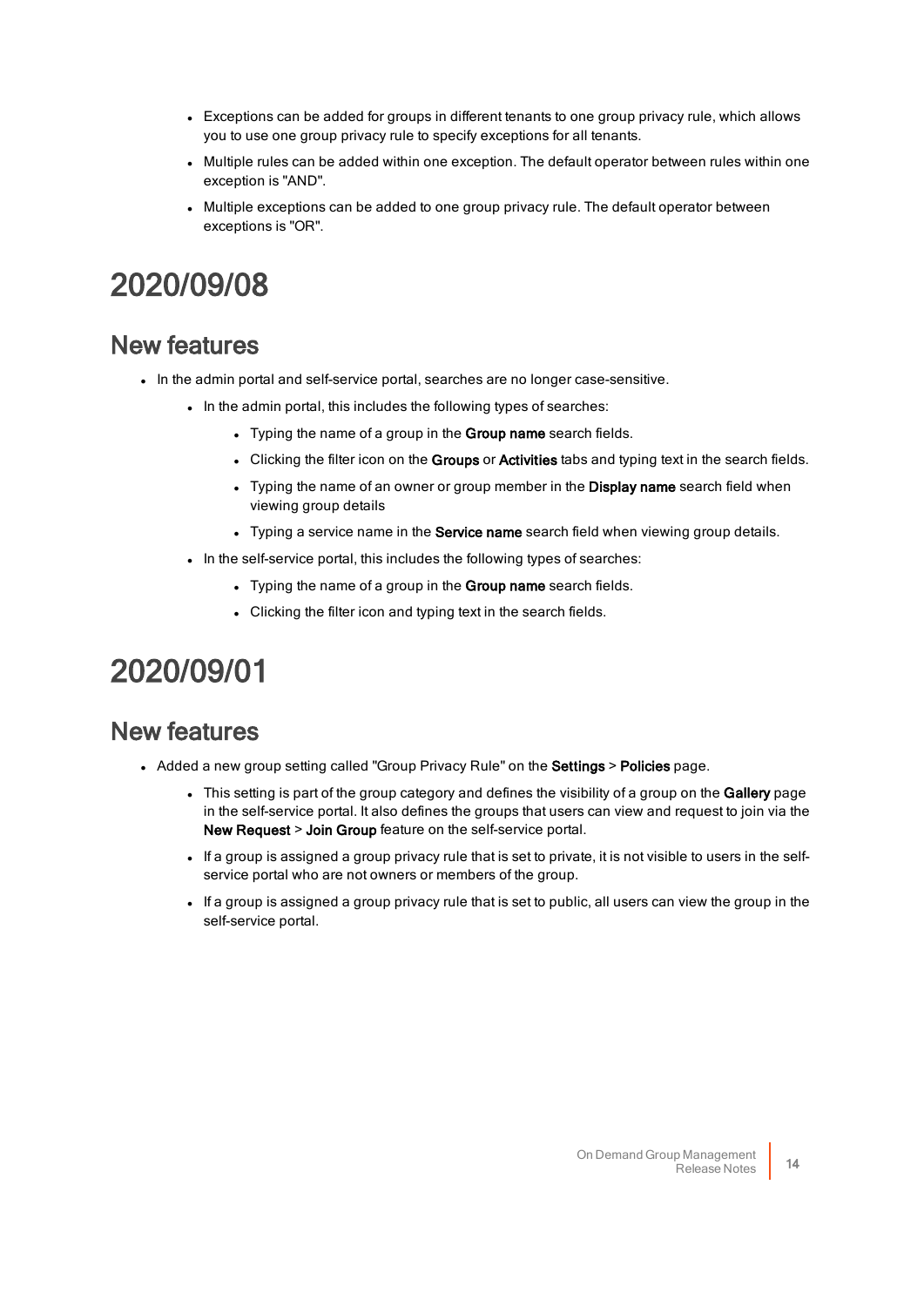- Exceptions can be added for groups in different tenants to one group privacy rule, which allows you to use one group privacy rule to specify exceptions for all tenants.
- Multiple rules can be added within one exception. The default operator between rules within one exception is "AND".
- Multiple exceptions can be added to one group privacy rule. The default operator between exceptions is "OR".

# 2020/09/08

## New features

- In the admin portal and self-service portal, searches are no longer case-sensitive.
  - In the admin portal, this includes the following types of searches:
    - Typing the name of a group in the **Group name** search fields.
    - Clicking the filter icon on the **Groups** or **Activities** tabs and typing text in the search fields.
    - Typing the name of an owner or group member in the **Display name** search field when viewing group details
    - Typing a service name in the **Service name** search field when viewing group details.
  - In the self-service portal, this includes the following types of searches:
    - Typing the name of a group in the **Group name** search fields.
    - Clicking the filter icon and typing text in the search fields.

# 2020/09/01

## New features

- Added a new group setting called "Group Privacy Rule" on the **Settings** > **Policies** page.
  - This setting is part of the group category and defines the visibility of a group on the **Gallery** page in the self-service portal. It also defines the groups that users can view and request to join via the **New Request** > **Join Group** feature on the self-service portal.
  - If a group is assigned a group privacy rule that is set to private, it is not visible to users in the self-service portal who are not owners or members of the group.
  - If a group is assigned a group privacy rule that is set to public, all users can view the group in the self-service portal.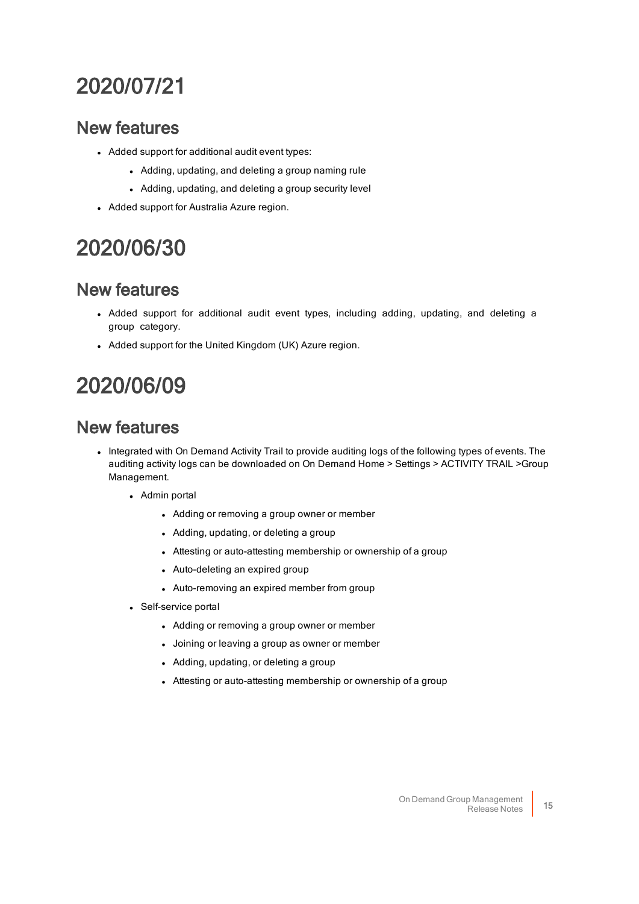# 2020/07/21

## New features

- Added support for additional audit event types:
  - Adding, updating, and deleting a group naming rule
  - Adding, updating, and deleting a group security level
- Added support for Australia Azure region.

# 2020/06/30

## New features

- Added support for additional audit event types, including adding, updating, and deleting a group category.
- Added support for the United Kingdom (UK) Azure region.

# 2020/06/09

## New features

- Integrated with On Demand Activity Trail to provide auditing logs of the following types of events. The auditing activity logs can be downloaded on On Demand Home > Settings > ACTIVITY TRAIL >Group Management.
  - Admin portal
    - Adding or removing a group owner or member
    - Adding, updating, or deleting a group
    - Attesting or auto-attesting membership or ownership of a group
    - Auto-deleting an expired group
    - Auto-removing an expired member from group
  - Self-service portal
    - Adding or removing a group owner or member
    - Joining or leaving a group as owner or member
    - Adding, updating, or deleting a group
    - Attesting or auto-attesting membership or ownership of a group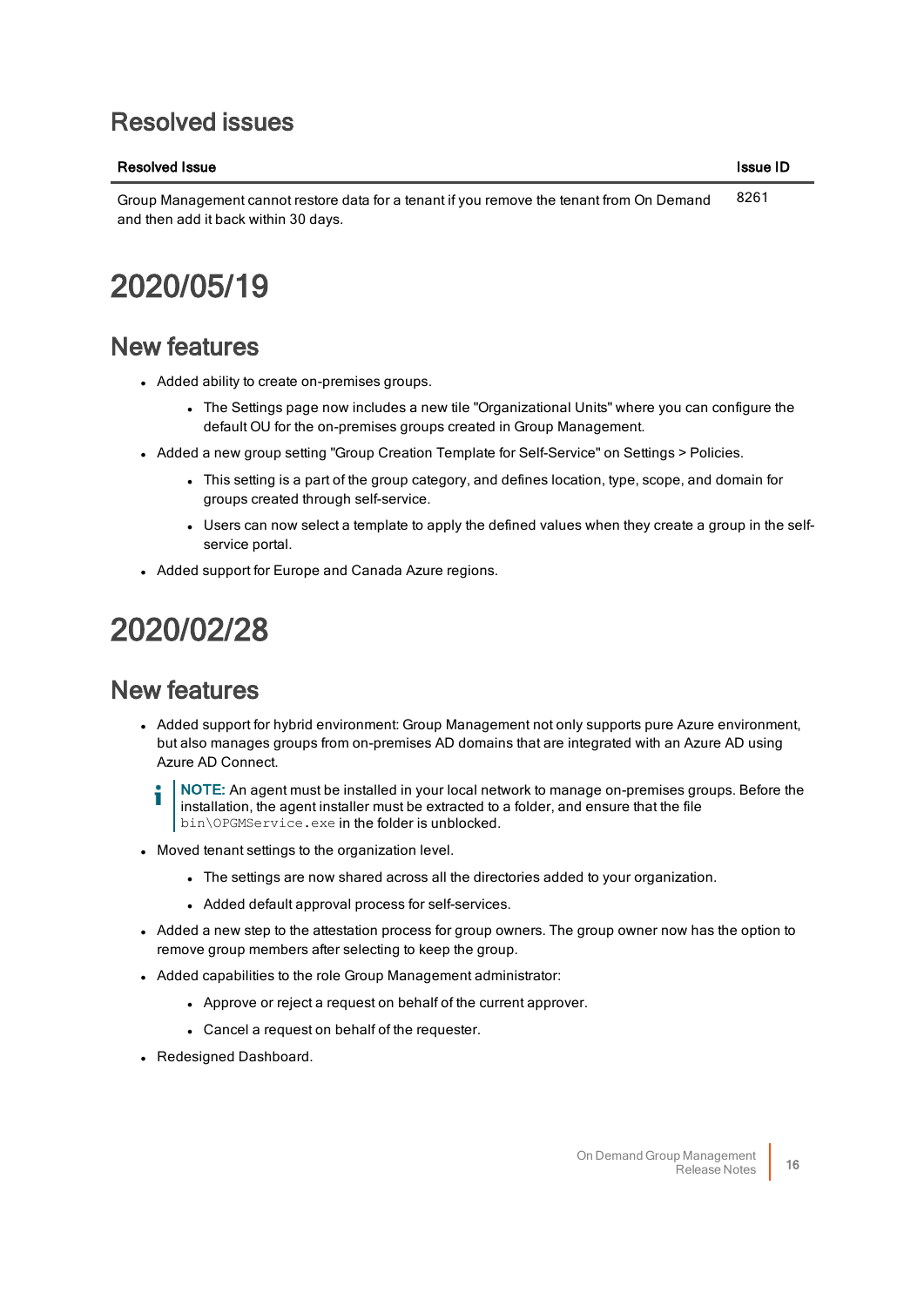## Resolved issues

| Resolved Issue | Issue ID |
|---|---|
| Group Management cannot restore data for a tenant if you remove the tenant from On Demand and then add it back within 30 days. | 8261 |

# 2020/05/19

## New features

- Added ability to create on-premises groups.
  - The Settings page now includes a new tile "Organizational Units" where you can configure the default OU for the on-premises groups created in Group Management.
- Added a new group setting "Group Creation Template for Self-Service" on Settings > Policies.
  - This setting is a part of the group category, and defines location, type, scope, and domain for groups created through self-service.
  - Users can now select a template to apply the defined values when they create a group in the self-service portal.
- Added support for Europe and Canada Azure regions.

# 2020/02/28

## New features

- Added support for hybrid environment: Group Management not only supports pure Azure environment, but also manages groups from on-premises AD domains that are integrated with an Azure AD using Azure AD Connect.

  **NOTE:** An agent must be installed in your local network to manage on-premises groups. Before the installation, the agent installer must be extracted to a folder, and ensure that the file `bin\OPGMService.exe` in the folder is unblocked.

- Moved tenant settings to the organization level.
  - The settings are now shared across all the directories added to your organization.
  - Added default approval process for self-services.
- Added a new step to the attestation process for group owners. The group owner now has the option to remove group members after selecting to keep the group.
- Added capabilities to the role Group Management administrator:
  - Approve or reject a request on behalf of the current approver.
  - Cancel a request on behalf of the requester.
- Redesigned Dashboard.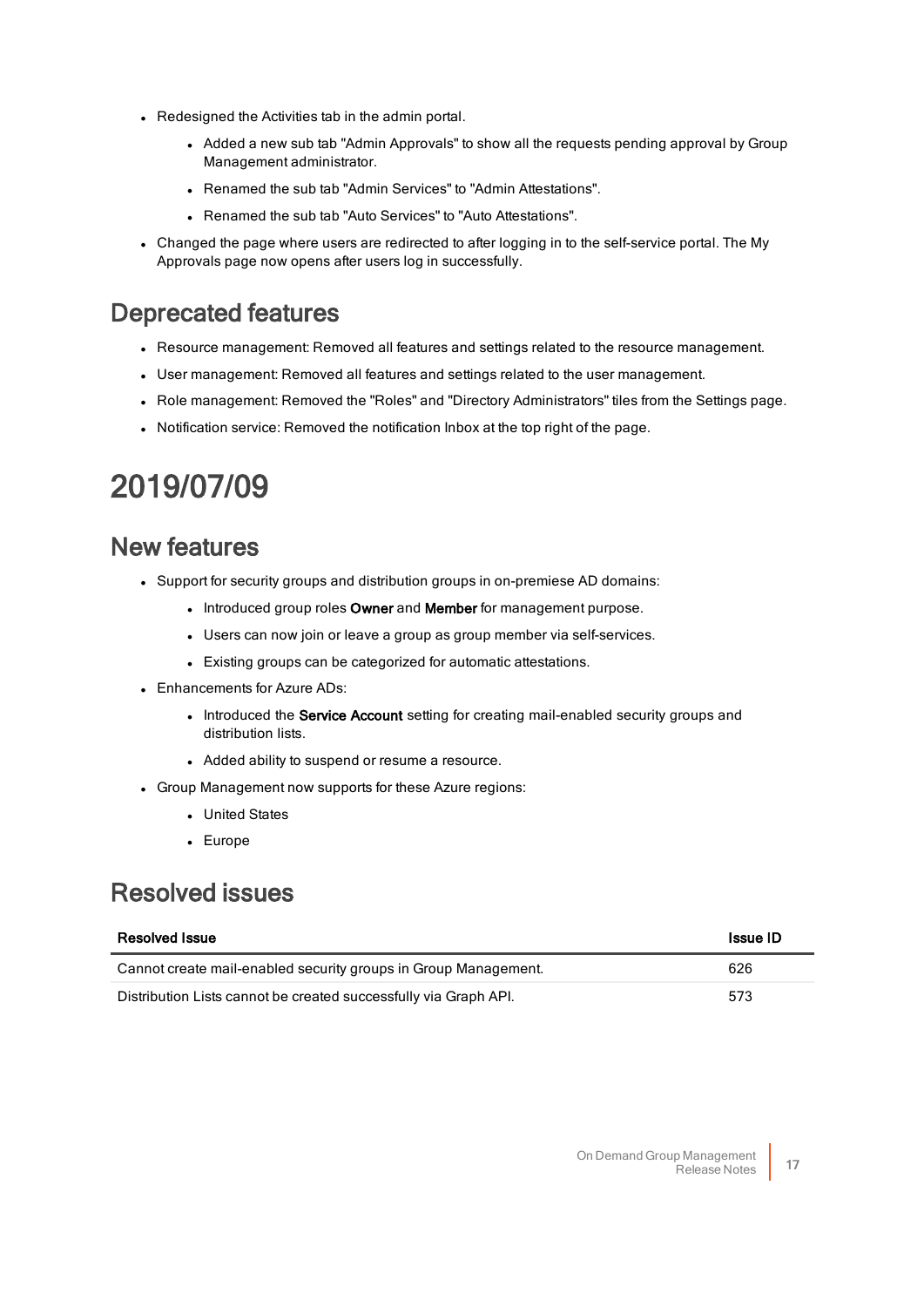- Redesigned the Activities tab in the admin portal.
  - Added a new sub tab "Admin Approvals" to show all the requests pending approval by Group Management administrator.
  - Renamed the sub tab "Admin Services" to "Admin Attestations".
  - Renamed the sub tab "Auto Services" to "Auto Attestations".
- Changed the page where users are redirected to after logging in to the self-service portal. The My Approvals page now opens after users log in successfully.

## Deprecated features

- Resource management: Removed all features and settings related to the resource management.
- User management: Removed all features and settings related to the user management.
- Role management: Removed the "Roles" and "Directory Administrators" tiles from the Settings page.
- Notification service: Removed the notification Inbox at the top right of the page.

# 2019/07/09

## New features

- Support for security groups and distribution groups in on-premiese AD domains:
  - Introduced group roles **Owner** and **Member** for management purpose.
  - Users can now join or leave a group as group member via self-services.
  - Existing groups can be categorized for automatic attestations.
- Enhancements for Azure ADs:
  - Introduced the **Service Account** setting for creating mail-enabled security groups and distribution lists.
  - Added ability to suspend or resume a resource.
- Group Management now supports for these Azure regions:
  - United States
  - Europe

## Resolved issues

| Resolved Issue | Issue ID |
| --- | --- |
| Cannot create mail-enabled security groups in Group Management. | 626 |
| Distribution Lists cannot be created successfully via Graph API. | 573 |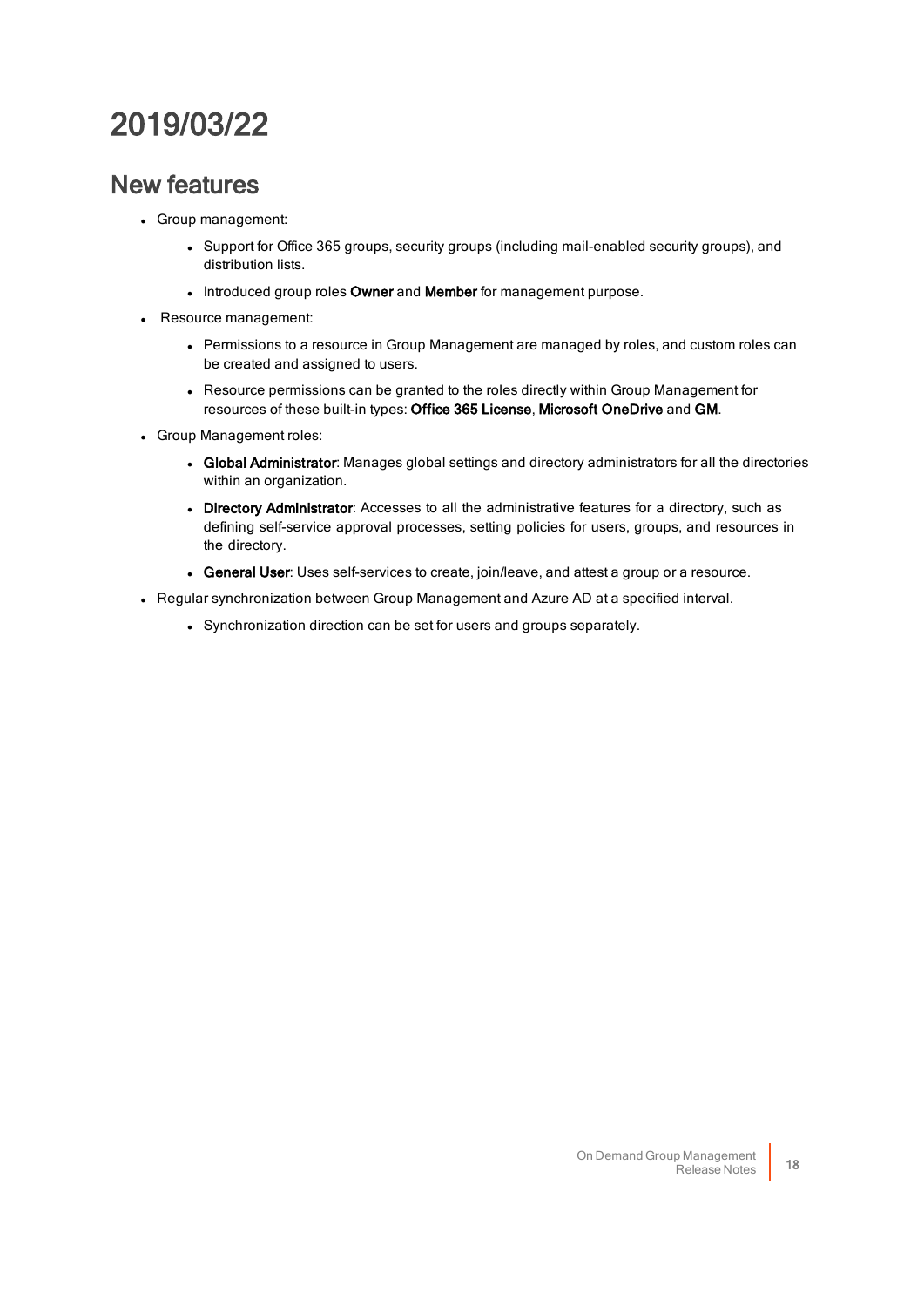# 2019/03/22

## New features

- Group management:
  - Support for Office 365 groups, security groups (including mail-enabled security groups), and distribution lists.
  - Introduced group roles **Owner** and **Member** for management purpose.
- Resource management:
  - Permissions to a resource in Group Management are managed by roles, and custom roles can be created and assigned to users.
  - Resource permissions can be granted to the roles directly within Group Management for resources of these built-in types: **Office 365 License**, **Microsoft OneDrive** and **GM**.
- Group Management roles:
  - **Global Administrator**: Manages global settings and directory administrators for all the directories within an organization.
  - **Directory Administrator**: Accesses to all the administrative features for a directory, such as defining self-service approval processes, setting policies for users, groups, and resources in the directory.
  - **General User**: Uses self-services to create, join/leave, and attest a group or a resource.
- Regular synchronization between Group Management and Azure AD at a specified interval.
  - Synchronization direction can be set for users and groups separately.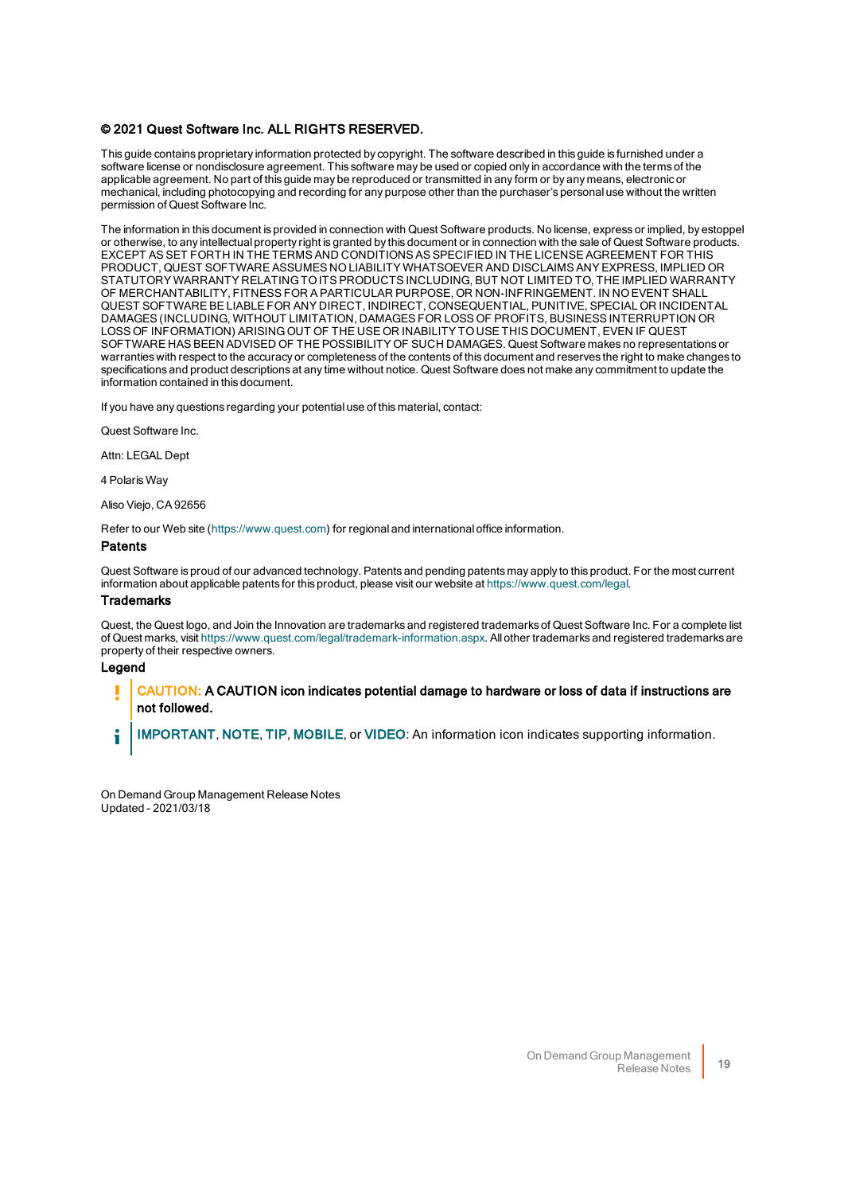**© 2021 Quest Software Inc. ALL RIGHTS RESERVED.**

This guide contains proprietary information protected by copyright. The software described in this guide is furnished under a software license or nondisclosure agreement. This software may be used or copied only in accordance with the terms of the applicable agreement. No part of this guide may be reproduced or transmitted in any form or by any means, electronic or mechanical, including photocopying and recording for any purpose other than the purchaser's personal use without the written permission of Quest Software Inc.

The information in this document is provided in connection with Quest Software products. No license, express or implied, by estoppel or otherwise, to any intellectual property right is granted by this document or in connection with the sale of Quest Software products. EXCEPT AS SET FORTH IN THE TERMS AND CONDITIONS AS SPECIFIED IN THE LICENSE AGREEMENT FOR THIS PRODUCT, QUEST SOFTWARE ASSUMES NO LIABILITY WHATSOEVER AND DISCLAIMS ANY EXPRESS, IMPLIED OR STATUTORY WARRANTY RELATING TO ITS PRODUCTS INCLUDING, BUT NOT LIMITED TO, THE IMPLIED WARRANTY OF MERCHANTABILITY, FITNESS FOR A PARTICULAR PURPOSE, OR NON-INFRINGEMENT. IN NO EVENT SHALL QUEST SOFTWARE BE LIABLE FOR ANY DIRECT, INDIRECT, CONSEQUENTIAL, PUNITIVE, SPECIAL OR INCIDENTAL DAMAGES (INCLUDING, WITHOUT LIMITATION, DAMAGES FOR LOSS OF PROFITS, BUSINESS INTERRUPTION OR LOSS OF INFORMATION) ARISING OUT OF THE USE OR INABILITY TO USE THIS DOCUMENT, EVEN IF QUEST SOFTWARE HAS BEEN ADVISED OF THE POSSIBILITY OF SUCH DAMAGES. Quest Software makes no representations or warranties with respect to the accuracy or completeness of the contents of this document and reserves the right to make changes to specifications and product descriptions at any time without notice. Quest Software does not make any commitment to update the information contained in this document.

If you have any questions regarding your potential use of this material, contact:

Quest Software Inc.

Attn: LEGAL Dept

4 Polaris Way

Aliso Viejo, CA 92656

Refer to our Web site (https://www.quest.com) for regional and international office information.

### Patents

Quest Software is proud of our advanced technology. Patents and pending patents may apply to this product. For the most current information about applicable patents for this product, please visit our website at https://www.quest.com/legal.

### Trademarks

Quest, the Quest logo, and Join the Innovation are trademarks and registered trademarks of Quest Software Inc. For a complete list of Quest marks, visit https://www.quest.com/legal/trademark-information.aspx. All other trademarks and registered trademarks are property of their respective owners.

### Legend

**CAUTION: A CAUTION icon indicates potential damage to hardware or loss of data if instructions are not followed.**

IMPORTANT, NOTE, TIP, MOBILE, or VIDEO: An information icon indicates supporting information.

On Demand Group Management Release Notes
Updated - 2021/03/18